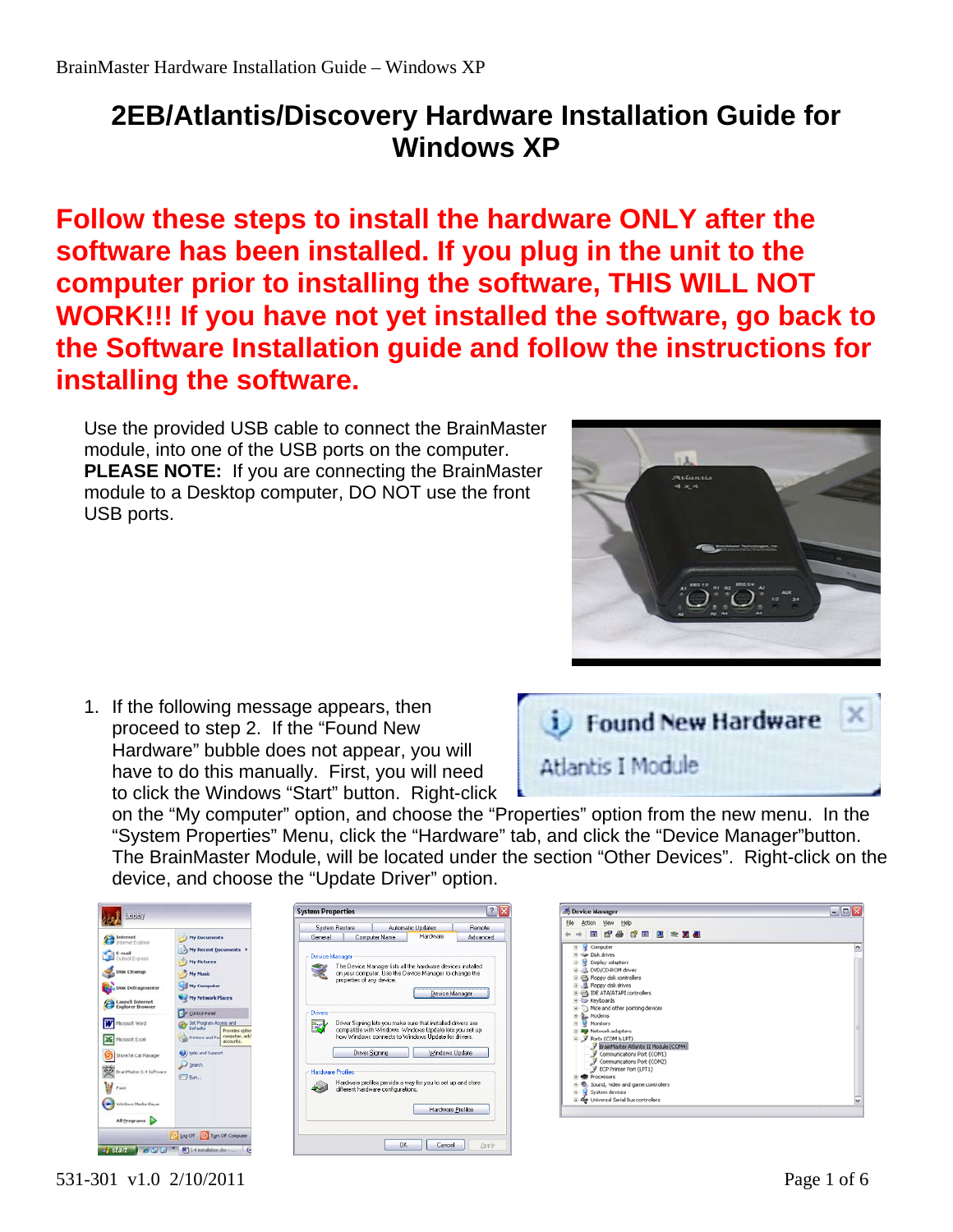# 2EB/Atlantis/Discovery Hardware Installation Guide for Windows XP

**Follow these steps to install the hardware ONLY after the software has been installed. If you plug in the unit to the computer prior to installing the software, THIS WILL NOT WORK!!! If you have not yet installed the software, go back to the Software Installation guide and follow the instructions for installing the software.**

Use the provided USB cable to connect the BrainMaster module, into one of the USB ports on the computer. **PLEASE NOTE:** If you are connecting the BrainMaster module to a Desktop computer, DO NOT use the front USB ports.

1. If the following message appears, then proceed to step 2. If the "Found New Hardware" bubble does not appear, you will have to do this manually. First, you will need to click the Windows "Start" button. Right-click on the "My computer" option, and choose the "Properties" option from the new menu. In the "System Properties" Menu, click the "Hardware" tab, and click the "Device Manager"button. The BrainMaster Module, will be located under the section "Other Devices". Right-click on the device, and choose the "Update Driver" option.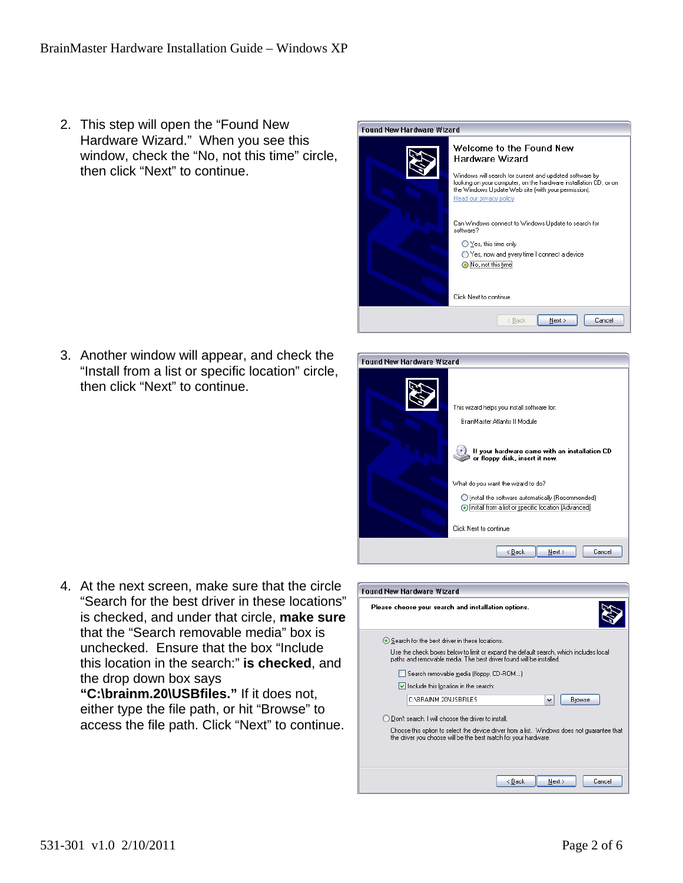2. This step will open the “Found New Hardware Wizard.” When you see this window, check the “No, not this time” circle, then click “Next” to continue.

3. Another window will appear, and check the “Install from a list or specific location” circle, then click “Next” to continue.

4. At the next screen, make sure that the circle “Search for the best driver in these locations” is checked, and under that circle, **make sure** that the “Search removable media” box is unchecked. Ensure that the box “Include this location in the search:” **is checked**, and the drop down box says **“C:\brainm.20\USBfiles.”** If it does not, either type the file path, or hit “Browse” to access the file path. Click “Next” to continue.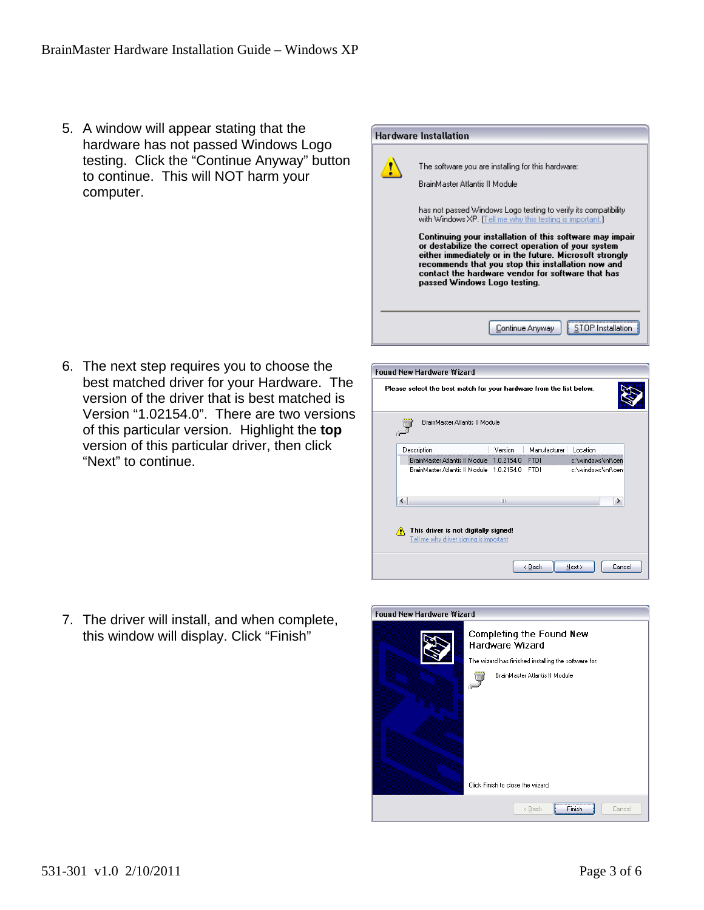5. A window will appear stating that the hardware has not passed Windows Logo testing. Click the “Continue Anyway” button to continue. This will NOT harm your computer.

6. The next step requires you to choose the best matched driver for your Hardware. The version of the driver that is best matched is Version “1.02154.0”. There are two versions of this particular version. Highlight the **top** version of this particular driver, then click “Next” to continue.

7. The driver will install, and when complete, this window will display. Click “Finish”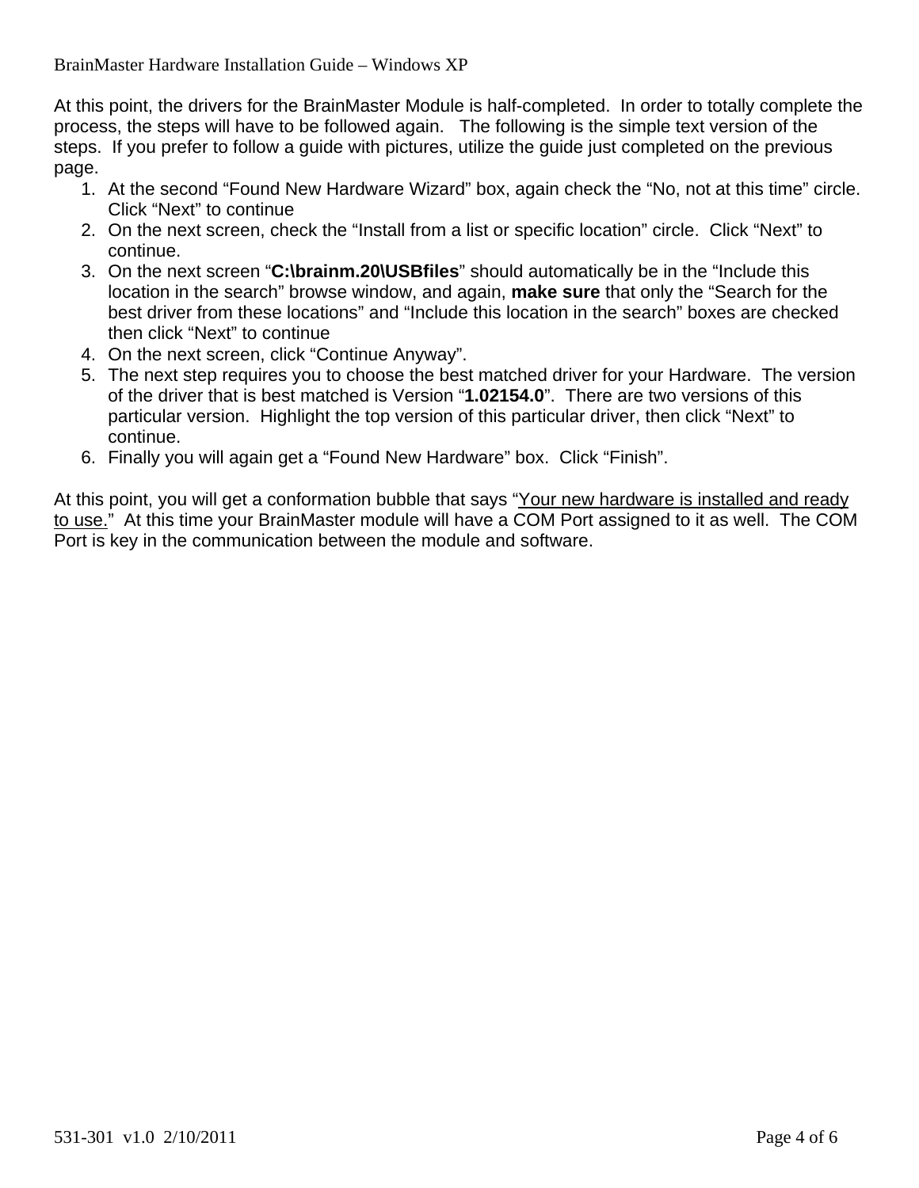At this point, the drivers for the BrainMaster Module is half-completed. In order to totally complete the process, the steps will have to be followed again. The following is the simple text version of the steps. If you prefer to follow a guide with pictures, utilize the guide just completed on the previous page.

1. At the second “Found New Hardware Wizard” box, again check the “No, not at this time” circle. Click “Next” to continue
2. On the next screen, check the “Install from a list or specific location” circle. Click “Next” to continue.
3. On the next screen “**C:\brainm.20\USBfiles**” should automatically be in the “Include this location in the search” browse window, and again, **make sure** that only the “Search for the best driver from these locations” and “Include this location in the search” boxes are checked then click “Next” to continue
4. On the next screen, click “Continue Anyway”.
5. The next step requires you to choose the best matched driver for your Hardware. The version of the driver that is best matched is Version “**1.02154.0**”. There are two versions of this particular version. Highlight the top version of this particular driver, then click “Next” to continue.
6. Finally you will again get a “Found New Hardware” box. Click “Finish”.

At this point, you will get a conformation bubble that says “<u>Your new hardware is installed and ready to use.</u>” At this time your BrainMaster module will have a COM Port assigned to it as well. The COM Port is key in the communication between the module and software.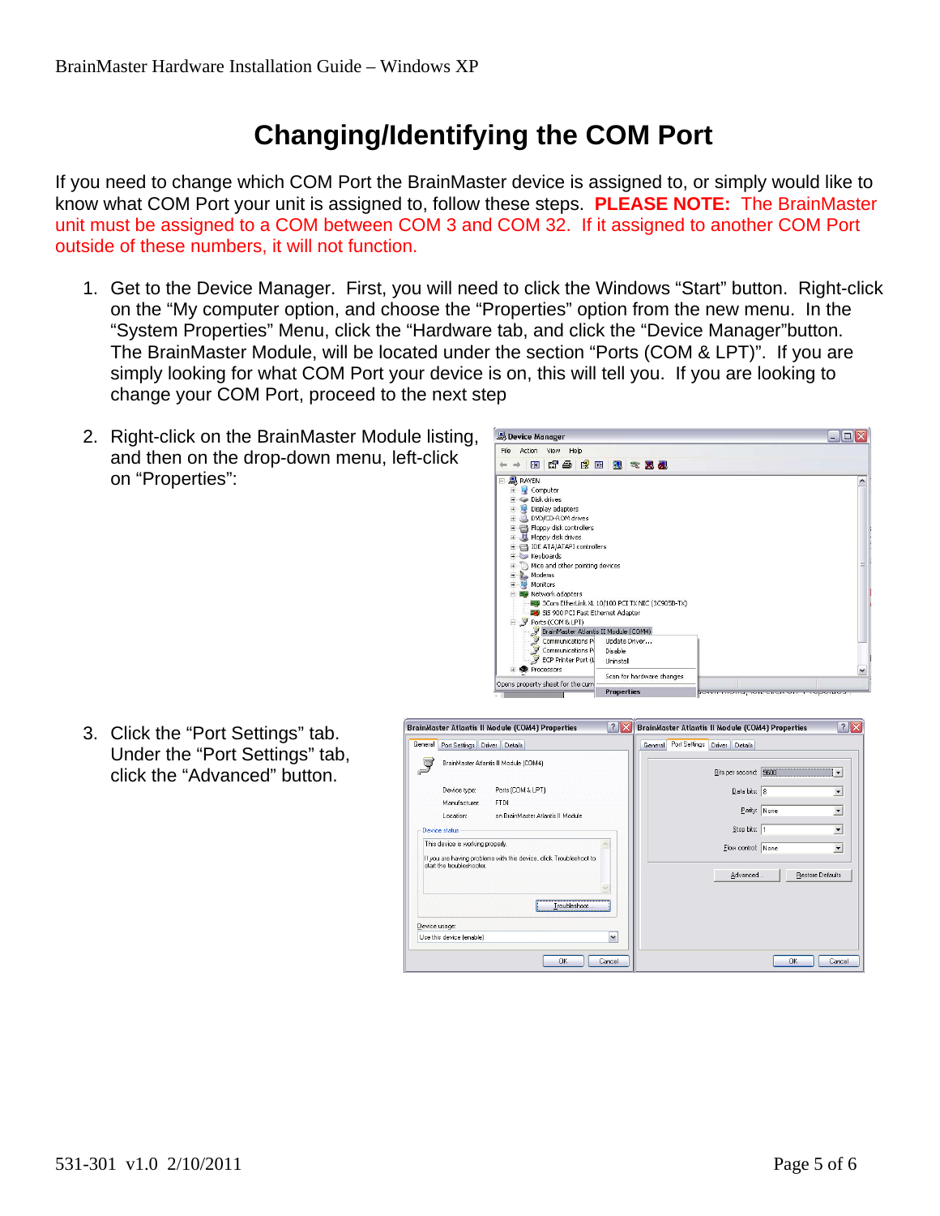# Changing/Identifying the COM Port

If you need to change which COM Port the BrainMaster device is assigned to, or simply would like to know what COM Port your unit is assigned to, follow these steps. **PLEASE NOTE:** The BrainMaster unit must be assigned to a COM between COM 3 and COM 32. If it assigned to another COM Port outside of these numbers, it will not function.

1. Get to the Device Manager. First, you will need to click the Windows "Start" button. Right-click on the "My computer option, and choose the "Properties" option from the new menu. In the "System Properties" Menu, click the "Hardware tab, and click the "Device Manager"button. The BrainMaster Module, will be located under the section "Ports (COM & LPT)". If you are simply looking for what COM Port your device is on, this will tell you. If you are looking to change your COM Port, proceed to the next step

2. Right-click on the BrainMaster Module listing, and then on the drop-down menu, left-click on "Properties":

3. Click the "Port Settings" tab. Under the "Port Settings" tab, click the "Advanced" button.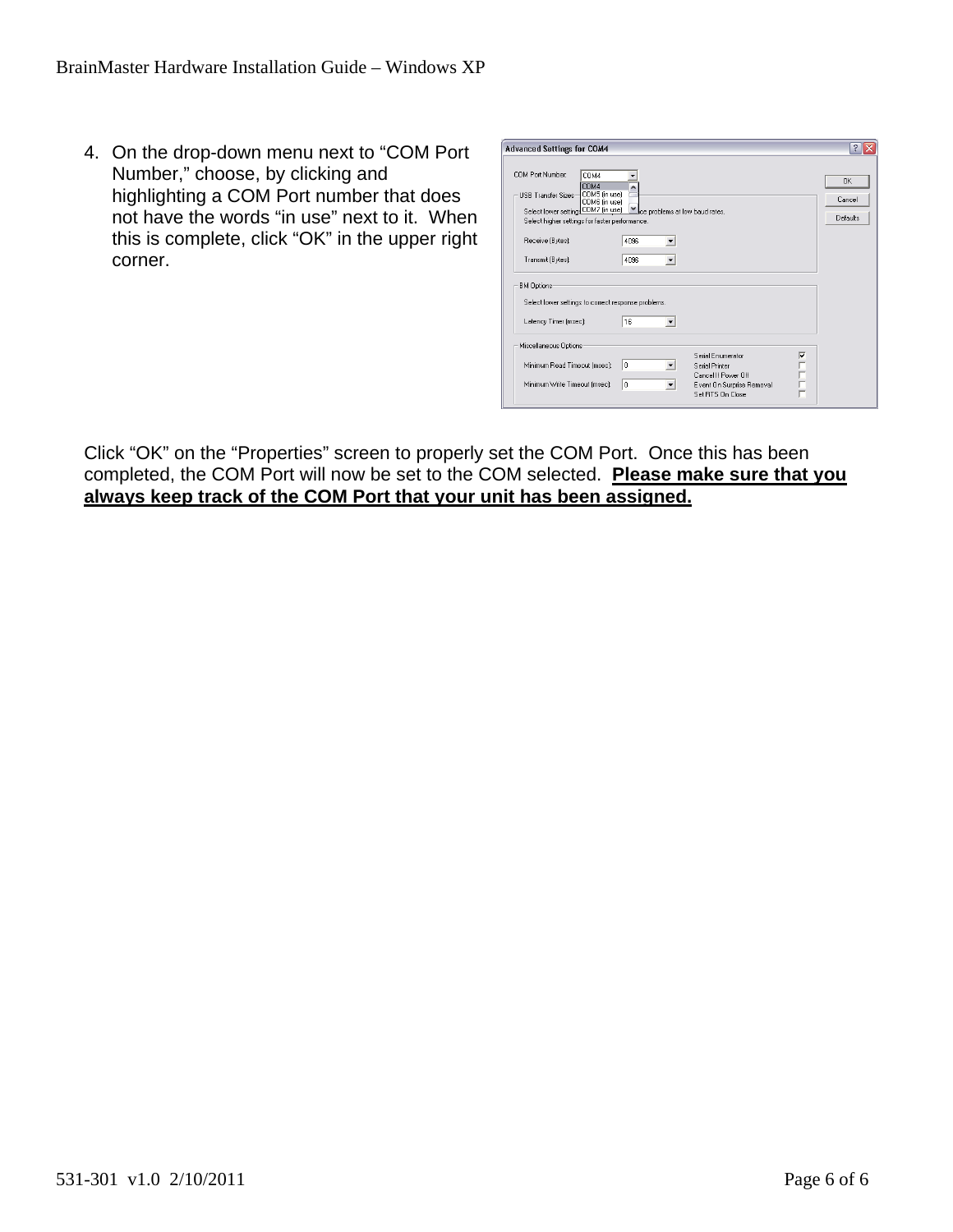4. On the drop-down menu next to "COM Port Number," choose, by clicking and highlighting a COM Port number that does not have the words "in use" next to it. When this is complete, click "OK" in the upper right corner.

Click "OK" on the "Properties" screen to properly set the COM Port. Once this has been completed, the COM Port will now be set to the COM selected. **Please make sure that you always keep track of the COM Port that your unit has been assigned.**